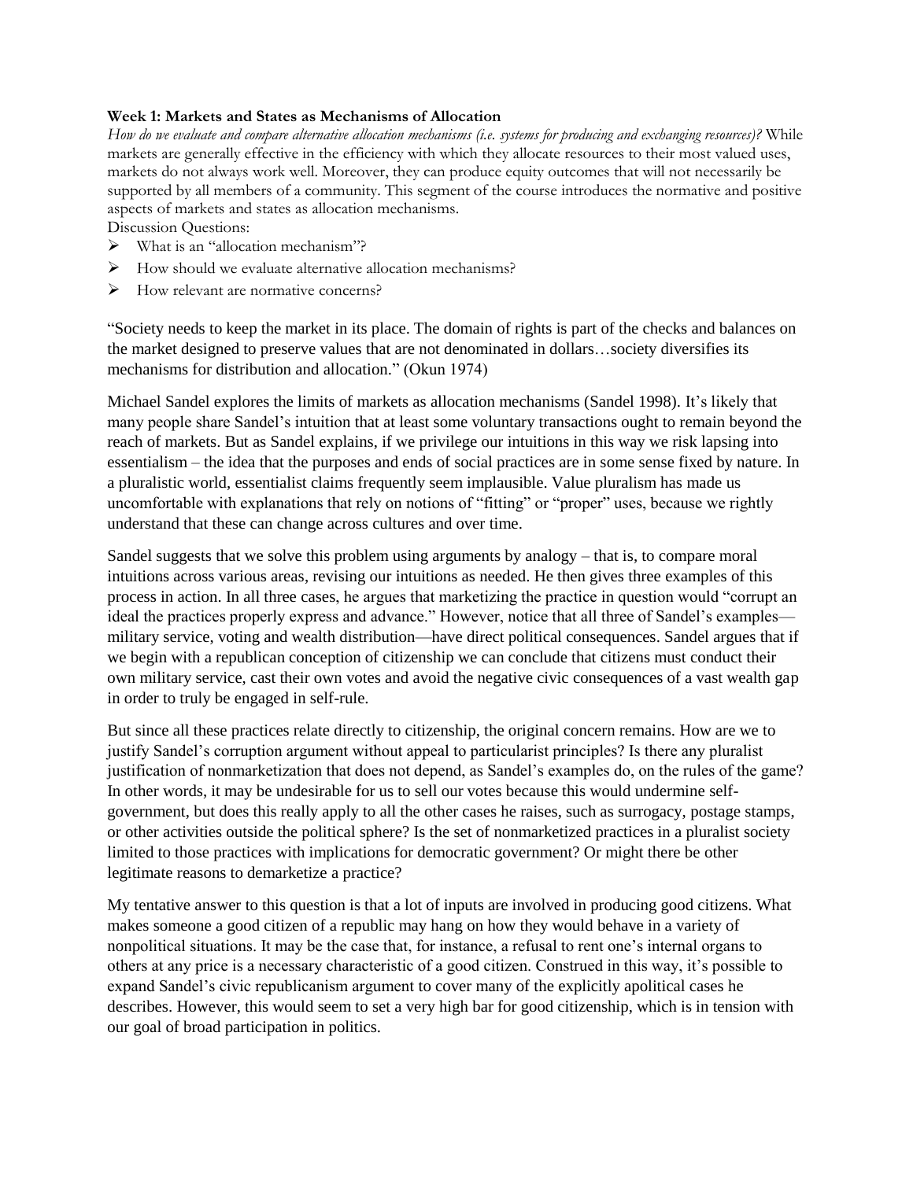**Week 1: Markets and States as Mechanisms of Allocation**

*How do we evaluate and compare alternative allocation mechanisms (i.e. systems for producing and exchanging resources)?* While markets are generally effective in the efficiency with which they allocate resources to their most valued uses, markets do not always work well. Moreover, they can produce equity outcomes that will not necessarily be supported by all members of a community. This segment of the course introduces the normative and positive aspects of markets and states as allocation mechanisms.

Discussion Questions:

- What is an "allocation mechanism"?
- How should we evaluate alternative allocation mechanisms?
- How relevant are normative concerns?

"Society needs to keep the market in its place. The domain of rights is part of the checks and balances on the market designed to preserve values that are not denominated in dollars…society diversifies its mechanisms for distribution and allocation." (Okun 1974)

Michael Sandel explores the limits of markets as allocation mechanisms (Sandel 1998). It's likely that many people share Sandel's intuition that at least some voluntary transactions ought to remain beyond the reach of markets. But as Sandel explains, if we privilege our intuitions in this way we risk lapsing into essentialism – the idea that the purposes and ends of social practices are in some sense fixed by nature. In a pluralistic world, essentialist claims frequently seem implausible. Value pluralism has made us uncomfortable with explanations that rely on notions of "fitting" or "proper" uses, because we rightly understand that these can change across cultures and over time.

Sandel suggests that we solve this problem using arguments by analogy – that is, to compare moral intuitions across various areas, revising our intuitions as needed. He then gives three examples of this process in action. In all three cases, he argues that marketizing the practice in question would "corrupt an ideal the practices properly express and advance." However, notice that all three of Sandel's examples—military service, voting and wealth distribution—have direct political consequences. Sandel argues that if we begin with a republican conception of citizenship we can conclude that citizens must conduct their own military service, cast their own votes and avoid the negative civic consequences of a vast wealth gap in order to truly be engaged in self-rule.

But since all these practices relate directly to citizenship, the original concern remains. How are we to justify Sandel's corruption argument without appeal to particularist principles? Is there any pluralist justification of nonmarketization that does not depend, as Sandel's examples do, on the rules of the game? In other words, it may be undesirable for us to sell our votes because this would undermine self-government, but does this really apply to all the other cases he raises, such as surrogacy, postage stamps, or other activities outside the political sphere? Is the set of nonmarketized practices in a pluralist society limited to those practices with implications for democratic government? Or might there be other legitimate reasons to demarketize a practice?

My tentative answer to this question is that a lot of inputs are involved in producing good citizens. What makes someone a good citizen of a republic may hang on how they would behave in a variety of nonpolitical situations. It may be the case that, for instance, a refusal to rent one's internal organs to others at any price is a necessary characteristic of a good citizen. Construed in this way, it's possible to expand Sandel's civic republicanism argument to cover many of the explicitly apolitical cases he describes. However, this would seem to set a very high bar for good citizenship, which is in tension with our goal of broad participation in politics.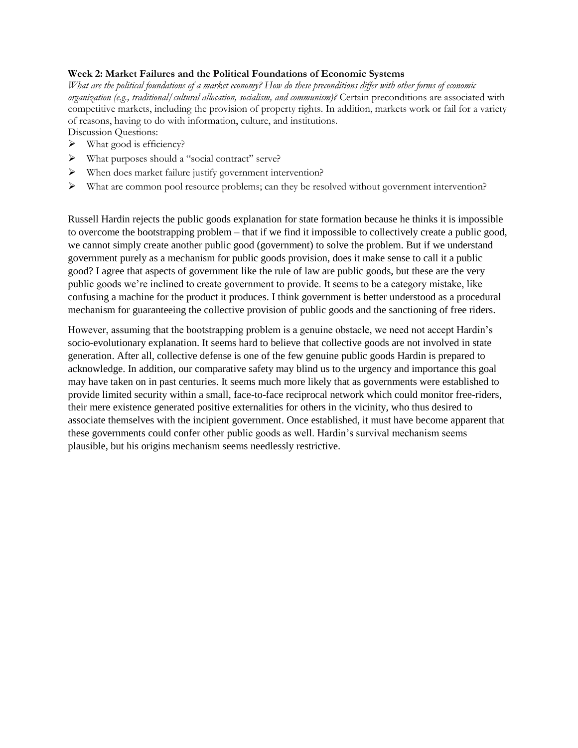**Week 2: Market Failures and the Political Foundations of Economic Systems**

*What are the political foundations of a market economy? How do these preconditions differ with other forms of economic organization (e.g., traditional/cultural allocation, socialism, and communism)?* Certain preconditions are associated with competitive markets, including the provision of property rights. In addition, markets work or fail for a variety of reasons, having to do with information, culture, and institutions.

Discussion Questions:

- What good is efficiency?
- What purposes should a "social contract" serve?
- When does market failure justify government intervention?
- What are common pool resource problems; can they be resolved without government intervention?

Russell Hardin rejects the public goods explanation for state formation because he thinks it is impossible to overcome the bootstrapping problem – that if we find it impossible to collectively create a public good, we cannot simply create another public good (government) to solve the problem. But if we understand government purely as a mechanism for public goods provision, does it make sense to call it a public good? I agree that aspects of government like the rule of law are public goods, but these are the very public goods we're inclined to create government to provide. It seems to be a category mistake, like confusing a machine for the product it produces. I think government is better understood as a procedural mechanism for guaranteeing the collective provision of public goods and the sanctioning of free riders.

However, assuming that the bootstrapping problem is a genuine obstacle, we need not accept Hardin's socio-evolutionary explanation. It seems hard to believe that collective goods are not involved in state generation. After all, collective defense is one of the few genuine public goods Hardin is prepared to acknowledge. In addition, our comparative safety may blind us to the urgency and importance this goal may have taken on in past centuries. It seems much more likely that as governments were established to provide limited security within a small, face-to-face reciprocal network which could monitor free-riders, their mere existence generated positive externalities for others in the vicinity, who thus desired to associate themselves with the incipient government. Once established, it must have become apparent that these governments could confer other public goods as well. Hardin's survival mechanism seems plausible, but his origins mechanism seems needlessly restrictive.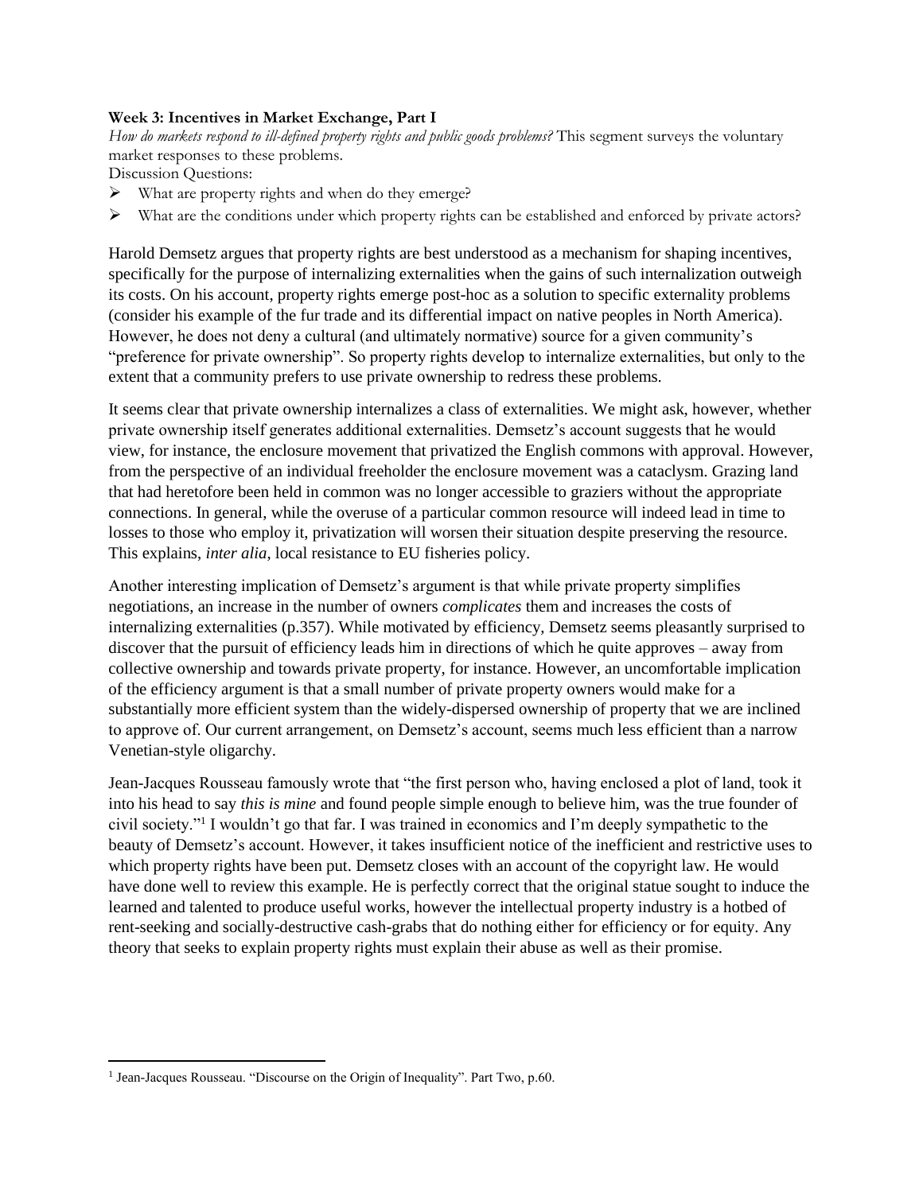**Week 3: Incentives in Market Exchange, Part I**

*How do markets respond to ill-defined property rights and public goods problems?* This segment surveys the voluntary market responses to these problems.

Discussion Questions:

- What are property rights and when do they emerge?
- What are the conditions under which property rights can be established and enforced by private actors?

Harold Demsetz argues that property rights are best understood as a mechanism for shaping incentives, specifically for the purpose of internalizing externalities when the gains of such internalization outweigh its costs. On his account, property rights emerge post-hoc as a solution to specific externality problems (consider his example of the fur trade and its differential impact on native peoples in North America). However, he does not deny a cultural (and ultimately normative) source for a given community's "preference for private ownership". So property rights develop to internalize externalities, but only to the extent that a community prefers to use private ownership to redress these problems.

It seems clear that private ownership internalizes a class of externalities. We might ask, however, whether private ownership itself generates additional externalities. Demsetz's account suggests that he would view, for instance, the enclosure movement that privatized the English commons with approval. However, from the perspective of an individual freeholder the enclosure movement was a cataclysm. Grazing land that had heretofore been held in common was no longer accessible to graziers without the appropriate connections. In general, while the overuse of a particular common resource will indeed lead in time to losses to those who employ it, privatization will worsen their situation despite preserving the resource. This explains, *inter alia*, local resistance to EU fisheries policy.

Another interesting implication of Demsetz's argument is that while private property simplifies negotiations, an increase in the number of owners *complicates* them and increases the costs of internalizing externalities (p.357). While motivated by efficiency, Demsetz seems pleasantly surprised to discover that the pursuit of efficiency leads him in directions of which he quite approves – away from collective ownership and towards private property, for instance. However, an uncomfortable implication of the efficiency argument is that a small number of private property owners would make for a substantially more efficient system than the widely-dispersed ownership of property that we are inclined to approve of. Our current arrangement, on Demsetz's account, seems much less efficient than a narrow Venetian-style oligarchy.

Jean-Jacques Rousseau famously wrote that "the first person who, having enclosed a plot of land, took it into his head to say *this is mine* and found people simple enough to believe him, was the true founder of civil society."[1] I wouldn't go that far. I was trained in economics and I'm deeply sympathetic to the beauty of Demsetz's account. However, it takes insufficient notice of the inefficient and restrictive uses to which property rights have been put. Demsetz closes with an account of the copyright law. He would have done well to review this example. He is perfectly correct that the original statue sought to induce the learned and talented to produce useful works, however the intellectual property industry is a hotbed of rent-seeking and socially-destructive cash-grabs that do nothing either for efficiency or for equity. Any theory that seeks to explain property rights must explain their abuse as well as their promise.

[1] Jean-Jacques Rousseau. "Discourse on the Origin of Inequality". Part Two, p.60.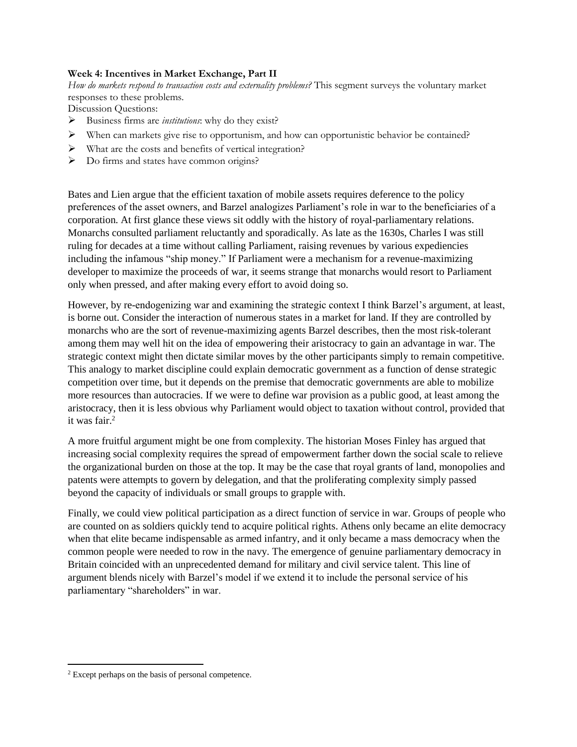**Week 4: Incentives in Market Exchange, Part II**

*How do markets respond to transaction costs and externality problems?* This segment surveys the voluntary market responses to these problems.

Discussion Questions:

- Business firms are *institutions*: why do they exist?
- When can markets give rise to opportunism, and how can opportunistic behavior be contained?
- What are the costs and benefits of vertical integration?
- Do firms and states have common origins?

Bates and Lien argue that the efficient taxation of mobile assets requires deference to the policy preferences of the asset owners, and Barzel analogizes Parliament's role in war to the beneficiaries of a corporation. At first glance these views sit oddly with the history of royal-parliamentary relations. Monarchs consulted parliament reluctantly and sporadically. As late as the 1630s, Charles I was still ruling for decades at a time without calling Parliament, raising revenues by various expediencies including the infamous "ship money." If Parliament were a mechanism for a revenue-maximizing developer to maximize the proceeds of war, it seems strange that monarchs would resort to Parliament only when pressed, and after making every effort to avoid doing so.

However, by re-endogenizing war and examining the strategic context I think Barzel's argument, at least, is borne out. Consider the interaction of numerous states in a market for land. If they are controlled by monarchs who are the sort of revenue-maximizing agents Barzel describes, then the most risk-tolerant among them may well hit on the idea of empowering their aristocracy to gain an advantage in war. The strategic context might then dictate similar moves by the other participants simply to remain competitive. This analogy to market discipline could explain democratic government as a function of dense strategic competition over time, but it depends on the premise that democratic governments are able to mobilize more resources than autocracies. If we were to define war provision as a public good, at least among the aristocracy, then it is less obvious why Parliament would object to taxation without control, provided that it was fair.[2]

A more fruitful argument might be one from complexity. The historian Moses Finley has argued that increasing social complexity requires the spread of empowerment farther down the social scale to relieve the organizational burden on those at the top. It may be the case that royal grants of land, monopolies and patents were attempts to govern by delegation, and that the proliferating complexity simply passed beyond the capacity of individuals or small groups to grapple with.

Finally, we could view political participation as a direct function of service in war. Groups of people who are counted on as soldiers quickly tend to acquire political rights. Athens only became an elite democracy when that elite became indispensable as armed infantry, and it only became a mass democracy when the common people were needed to row in the navy. The emergence of genuine parliamentary democracy in Britain coincided with an unprecedented demand for military and civil service talent. This line of argument blends nicely with Barzel's model if we extend it to include the personal service of his parliamentary "shareholders" in war.

---

[2] Except perhaps on the basis of personal competence.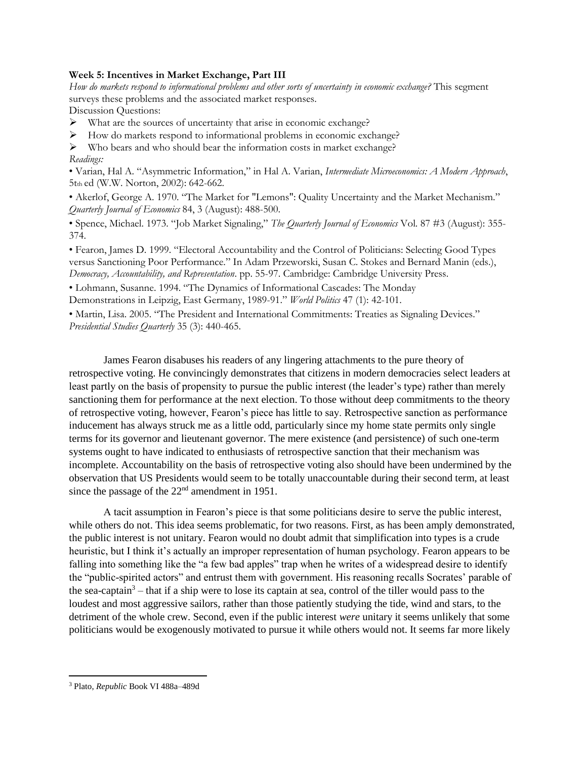**Week 5: Incentives in Market Exchange, Part III**

*How do markets respond to informational problems and other sorts of uncertainty in economic exchange?* This segment surveys these problems and the associated market responses.

Discussion Questions:

- What are the sources of uncertainty that arise in economic exchange?
- How do markets respond to informational problems in economic exchange?
- Who bears and who should bear the information costs in market exchange?

*Readings:*

• Varian, Hal A. "Asymmetric Information," in Hal A. Varian, *Intermediate Microeconomics: A Modern Approach*, 5th ed (W.W. Norton, 2002): 642-662.

• Akerlof, George A. 1970. "The Market for "Lemons": Quality Uncertainty and the Market Mechanism." *Quarterly Journal of Economics* 84, 3 (August): 488-500.

• Spence, Michael. 1973. "Job Market Signaling," *The Quarterly Journal of Economics* Vol. 87 #3 (August): 355-374.

• Fearon, James D. 1999. "Electoral Accountability and the Control of Politicians: Selecting Good Types versus Sanctioning Poor Performance." In Adam Przeworski, Susan C. Stokes and Bernard Manin (eds.), *Democracy, Accountability, and Representation*. pp. 55-97. Cambridge: Cambridge University Press.

• Lohmann, Susanne. 1994. "The Dynamics of Informational Cascades: The Monday Demonstrations in Leipzig, East Germany, 1989-91." *World Politics* 47 (1): 42-101.

• Martin, Lisa. 2005. "The President and International Commitments: Treaties as Signaling Devices." *Presidential Studies Quarterly* 35 (3): 440-465.

James Fearon disabuses his readers of any lingering attachments to the pure theory of retrospective voting. He convincingly demonstrates that citizens in modern democracies select leaders at least partly on the basis of propensity to pursue the public interest (the leader's type) rather than merely sanctioning them for performance at the next election. To those without deep commitments to the theory of retrospective voting, however, Fearon's piece has little to say. Retrospective sanction as performance inducement has always struck me as a little odd, particularly since my home state permits only single terms for its governor and lieutenant governor. The mere existence (and persistence) of such one-term systems ought to have indicated to enthusiasts of retrospective sanction that their mechanism was incomplete. Accountability on the basis of retrospective voting also should have been undermined by the observation that US Presidents would seem to be totally unaccountable during their second term, at least since the passage of the 22nd amendment in 1951.

A tacit assumption in Fearon's piece is that some politicians desire to serve the public interest, while others do not. This idea seems problematic, for two reasons. First, as has been amply demonstrated, the public interest is not unitary. Fearon would no doubt admit that simplification into types is a crude heuristic, but I think it's actually an improper representation of human psychology. Fearon appears to be falling into something like the "a few bad apples" trap when he writes of a widespread desire to identify the "public-spirited actors" and entrust them with government. His reasoning recalls Socrates' parable of the sea-captain[3] – that if a ship were to lose its captain at sea, control of the tiller would pass to the loudest and most aggressive sailors, rather than those patiently studying the tide, wind and stars, to the detriment of the whole crew. Second, even if the public interest *were* unitary it seems unlikely that some politicians would be exogenously motivated to pursue it while others would not. It seems far more likely

[3] Plato, *Republic* Book VI 488a–489d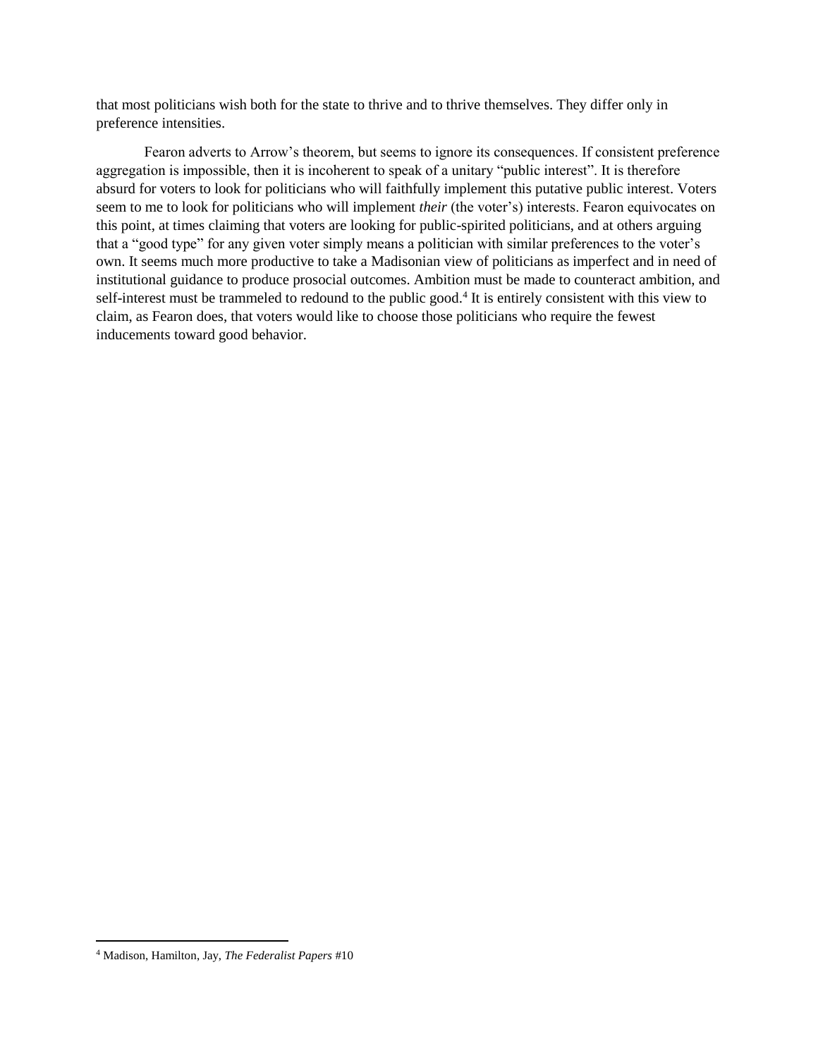that most politicians wish both for the state to thrive and to thrive themselves. They differ only in preference intensities.

Fearon adverts to Arrow's theorem, but seems to ignore its consequences. If consistent preference aggregation is impossible, then it is incoherent to speak of a unitary "public interest". It is therefore absurd for voters to look for politicians who will faithfully implement this putative public interest. Voters seem to me to look for politicians who will implement *their* (the voter's) interests. Fearon equivocates on this point, at times claiming that voters are looking for public-spirited politicians, and at others arguing that a "good type" for any given voter simply means a politician with similar preferences to the voter's own. It seems much more productive to take a Madisonian view of politicians as imperfect and in need of institutional guidance to produce prosocial outcomes. Ambition must be made to counteract ambition, and self-interest must be trammeled to redound to the public good.[4] It is entirely consistent with this view to claim, as Fearon does, that voters would like to choose those politicians who require the fewest inducements toward good behavior.

[4] Madison, Hamilton, Jay, *The Federalist Papers* #10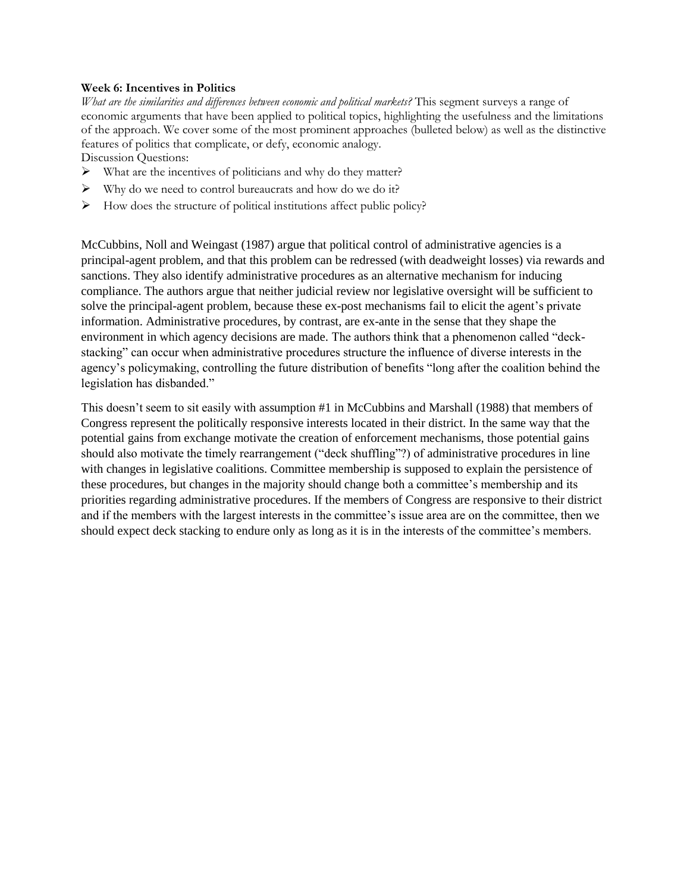**Week 6: Incentives in Politics**

*What are the similarities and differences between economic and political markets?* This segment surveys a range of economic arguments that have been applied to political topics, highlighting the usefulness and the limitations of the approach. We cover some of the most prominent approaches (bulleted below) as well as the distinctive features of politics that complicate, or defy, economic analogy.

Discussion Questions:

- What are the incentives of politicians and why do they matter?
- Why do we need to control bureaucrats and how do we do it?
- How does the structure of political institutions affect public policy?

McCubbins, Noll and Weingast (1987) argue that political control of administrative agencies is a principal-agent problem, and that this problem can be redressed (with deadweight losses) via rewards and sanctions. They also identify administrative procedures as an alternative mechanism for inducing compliance. The authors argue that neither judicial review nor legislative oversight will be sufficient to solve the principal-agent problem, because these ex-post mechanisms fail to elicit the agent's private information. Administrative procedures, by contrast, are ex-ante in the sense that they shape the environment in which agency decisions are made. The authors think that a phenomenon called "deck-stacking" can occur when administrative procedures structure the influence of diverse interests in the agency's policymaking, controlling the future distribution of benefits "long after the coalition behind the legislation has disbanded."

This doesn't seem to sit easily with assumption #1 in McCubbins and Marshall (1988) that members of Congress represent the politically responsive interests located in their district. In the same way that the potential gains from exchange motivate the creation of enforcement mechanisms, those potential gains should also motivate the timely rearrangement ("deck shuffling"?) of administrative procedures in line with changes in legislative coalitions. Committee membership is supposed to explain the persistence of these procedures, but changes in the majority should change both a committee's membership and its priorities regarding administrative procedures. If the members of Congress are responsive to their district and if the members with the largest interests in the committee's issue area are on the committee, then we should expect deck stacking to endure only as long as it is in the interests of the committee's members.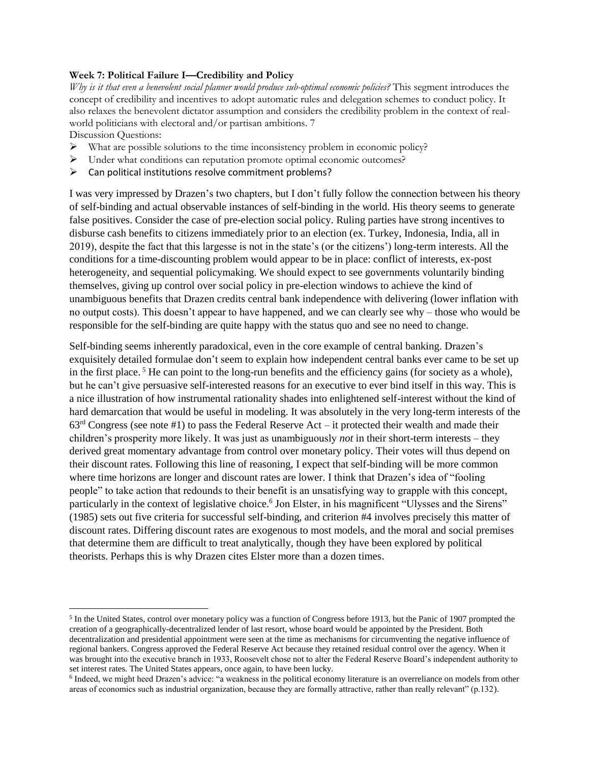**Week 7: Political Failure I—Credibility and Policy**

*Why is it that even a benevolent social planner would produce sub-optimal economic policies?* This segment introduces the concept of credibility and incentives to adopt automatic rules and delegation schemes to conduct policy. It also relaxes the benevolent dictator assumption and considers the credibility problem in the context of real-world politicians with electoral and/or partisan ambitions. 7

Discussion Questions:

- What are possible solutions to the time inconsistency problem in economic policy?
- Under what conditions can reputation promote optimal economic outcomes?
- Can political institutions resolve commitment problems?

I was very impressed by Drazen's two chapters, but I don't fully follow the connection between his theory of self-binding and actual observable instances of self-binding in the world. His theory seems to generate false positives. Consider the case of pre-election social policy. Ruling parties have strong incentives to disburse cash benefits to citizens immediately prior to an election (ex. Turkey, Indonesia, India, all in 2019), despite the fact that this largesse is not in the state's (or the citizens') long-term interests. All the conditions for a time-discounting problem would appear to be in place: conflict of interests, ex-post heterogeneity, and sequential policymaking. We should expect to see governments voluntarily binding themselves, giving up control over social policy in pre-election windows to achieve the kind of unambiguous benefits that Drazen credits central bank independence with delivering (lower inflation with no output costs). This doesn't appear to have happened, and we can clearly see why – those who would be responsible for the self-binding are quite happy with the status quo and see no need to change.

Self-binding seems inherently paradoxical, even in the core example of central banking. Drazen's exquisitely detailed formulae don't seem to explain how independent central banks ever came to be set up in the first place. [5] He can point to the long-run benefits and the efficiency gains (for society as a whole), but he can't give persuasive self-interested reasons for an executive to ever bind itself in this way. This is a nice illustration of how instrumental rationality shades into enlightened self-interest without the kind of hard demarcation that would be useful in modeling. It was absolutely in the very long-term interests of the 63rd Congress (see note #1) to pass the Federal Reserve Act – it protected their wealth and made their children's prosperity more likely. It was just as unambiguously *not* in their short-term interests – they derived great momentary advantage from control over monetary policy. Their votes will thus depend on their discount rates. Following this line of reasoning, I expect that self-binding will be more common where time horizons are longer and discount rates are lower. I think that Drazen's idea of "fooling people" to take action that redounds to their benefit is an unsatisfying way to grapple with this concept, particularly in the context of legislative choice.[6] Jon Elster, in his magnificent "Ulysses and the Sirens" (1985) sets out five criteria for successful self-binding, and criterion #4 involves precisely this matter of discount rates. Differing discount rates are exogenous to most models, and the moral and social premises that determine them are difficult to treat analytically, though they have been explored by political theorists. Perhaps this is why Drazen cites Elster more than a dozen times.

---

[5] In the United States, control over monetary policy was a function of Congress before 1913, but the Panic of 1907 prompted the creation of a geographically-decentralized lender of last resort, whose board would be appointed by the President. Both decentralization and presidential appointment were seen at the time as mechanisms for circumventing the negative influence of regional bankers. Congress approved the Federal Reserve Act because they retained residual control over the agency. When it was brought into the executive branch in 1933, Roosevelt chose not to alter the Federal Reserve Board's independent authority to set interest rates. The United States appears, once again, to have been lucky.

[6] Indeed, we might heed Drazen's advice: "a weakness in the political economy literature is an overreliance on models from other areas of economics such as industrial organization, because they are formally attractive, rather than really relevant" (p.132).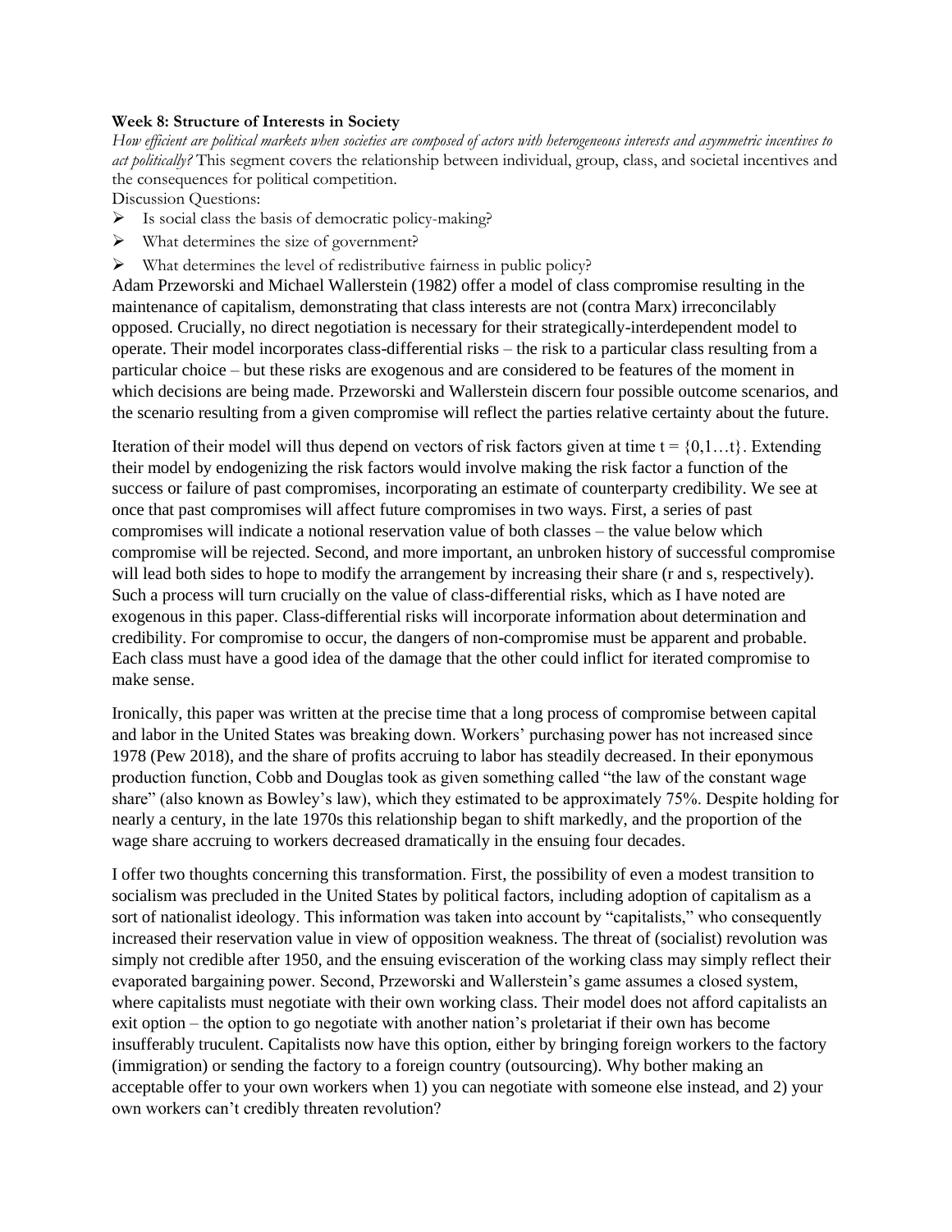**Week 8: Structure of Interests in Society**

*How efficient are political markets when societies are composed of actors with heterogeneous interests and asymmetric incentives to act politically?* This segment covers the relationship between individual, group, class, and societal incentives and the consequences for political competition.

Discussion Questions:

- Is social class the basis of democratic policy-making?
- What determines the size of government?
- What determines the level of redistributive fairness in public policy?

Adam Przeworski and Michael Wallerstein (1982) offer a model of class compromise resulting in the maintenance of capitalism, demonstrating that class interests are not (contra Marx) irreconcilably opposed. Crucially, no direct negotiation is necessary for their strategically-interdependent model to operate. Their model incorporates class-differential risks – the risk to a particular class resulting from a particular choice – but these risks are exogenous and are considered to be features of the moment in which decisions are being made. Przeworski and Wallerstein discern four possible outcome scenarios, and the scenario resulting from a given compromise will reflect the parties relative certainty about the future.

Iteration of their model will thus depend on vectors of risk factors given at time $t = \{0,1 \ldots t\}$. Extending their model by endogenizing the risk factors would involve making the risk factor a function of the success or failure of past compromises, incorporating an estimate of counterparty credibility. We see at once that past compromises will affect future compromises in two ways. First, a series of past compromises will indicate a notional reservation value of both classes – the value below which compromise will be rejected. Second, and more important, an unbroken history of successful compromise will lead both sides to hope to modify the arrangement by increasing their share (r and s, respectively). Such a process will turn crucially on the value of class-differential risks, which as I have noted are exogenous in this paper. Class-differential risks will incorporate information about determination and credibility. For compromise to occur, the dangers of non-compromise must be apparent and probable. Each class must have a good idea of the damage that the other could inflict for iterated compromise to make sense.

Ironically, this paper was written at the precise time that a long process of compromise between capital and labor in the United States was breaking down. Workers' purchasing power has not increased since 1978 (Pew 2018), and the share of profits accruing to labor has steadily decreased. In their eponymous production function, Cobb and Douglas took as given something called "the law of the constant wage share" (also known as Bowley's law), which they estimated to be approximately 75%. Despite holding for nearly a century, in the late 1970s this relationship began to shift markedly, and the proportion of the wage share accruing to workers decreased dramatically in the ensuing four decades.

I offer two thoughts concerning this transformation. First, the possibility of even a modest transition to socialism was precluded in the United States by political factors, including adoption of capitalism as a sort of nationalist ideology. This information was taken into account by "capitalists," who consequently increased their reservation value in view of opposition weakness. The threat of (socialist) revolution was simply not credible after 1950, and the ensuing evisceration of the working class may simply reflect their evaporated bargaining power. Second, Przeworski and Wallerstein's game assumes a closed system, where capitalists must negotiate with their own working class. Their model does not afford capitalists an exit option – the option to go negotiate with another nation's proletariat if their own has become insufferably truculent. Capitalists now have this option, either by bringing foreign workers to the factory (immigration) or sending the factory to a foreign country (outsourcing). Why bother making an acceptable offer to your own workers when 1) you can negotiate with someone else instead, and 2) your own workers can't credibly threaten revolution?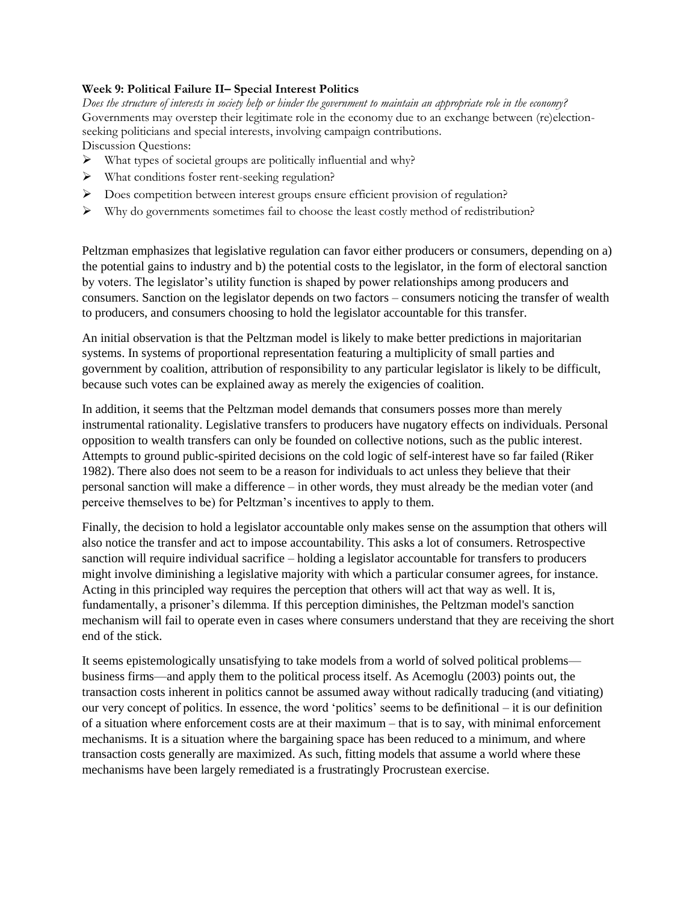**Week 9: Political Failure II– Special Interest Politics**

*Does the structure of interests in society help or hinder the government to maintain an appropriate role in the economy?*

Governments may overstep their legitimate role in the economy due to an exchange between (re)election-seeking politicians and special interests, involving campaign contributions.

Discussion Questions:

- What types of societal groups are politically influential and why?
- What conditions foster rent-seeking regulation?
- Does competition between interest groups ensure efficient provision of regulation?
- Why do governments sometimes fail to choose the least costly method of redistribution?

Peltzman emphasizes that legislative regulation can favor either producers or consumers, depending on a) the potential gains to industry and b) the potential costs to the legislator, in the form of electoral sanction by voters. The legislator's utility function is shaped by power relationships among producers and consumers. Sanction on the legislator depends on two factors – consumers noticing the transfer of wealth to producers, and consumers choosing to hold the legislator accountable for this transfer.

An initial observation is that the Peltzman model is likely to make better predictions in majoritarian systems. In systems of proportional representation featuring a multiplicity of small parties and government by coalition, attribution of responsibility to any particular legislator is likely to be difficult, because such votes can be explained away as merely the exigencies of coalition.

In addition, it seems that the Peltzman model demands that consumers posses more than merely instrumental rationality. Legislative transfers to producers have nugatory effects on individuals. Personal opposition to wealth transfers can only be founded on collective notions, such as the public interest. Attempts to ground public-spirited decisions on the cold logic of self-interest have so far failed (Riker 1982). There also does not seem to be a reason for individuals to act unless they believe that their personal sanction will make a difference – in other words, they must already be the median voter (and perceive themselves to be) for Peltzman's incentives to apply to them.

Finally, the decision to hold a legislator accountable only makes sense on the assumption that others will also notice the transfer and act to impose accountability. This asks a lot of consumers. Retrospective sanction will require individual sacrifice – holding a legislator accountable for transfers to producers might involve diminishing a legislative majority with which a particular consumer agrees, for instance. Acting in this principled way requires the perception that others will act that way as well. It is, fundamentally, a prisoner's dilemma. If this perception diminishes, the Peltzman model's sanction mechanism will fail to operate even in cases where consumers understand that they are receiving the short end of the stick.

It seems epistemologically unsatisfying to take models from a world of solved political problems—business firms—and apply them to the political process itself. As Acemoglu (2003) points out, the transaction costs inherent in politics cannot be assumed away without radically traducing (and vitiating) our very concept of politics. In essence, the word 'politics' seems to be definitional – it is our definition of a situation where enforcement costs are at their maximum – that is to say, with minimal enforcement mechanisms. It is a situation where the bargaining space has been reduced to a minimum, and where transaction costs generally are maximized. As such, fitting models that assume a world where these mechanisms have been largely remediated is a frustratingly Procrustean exercise.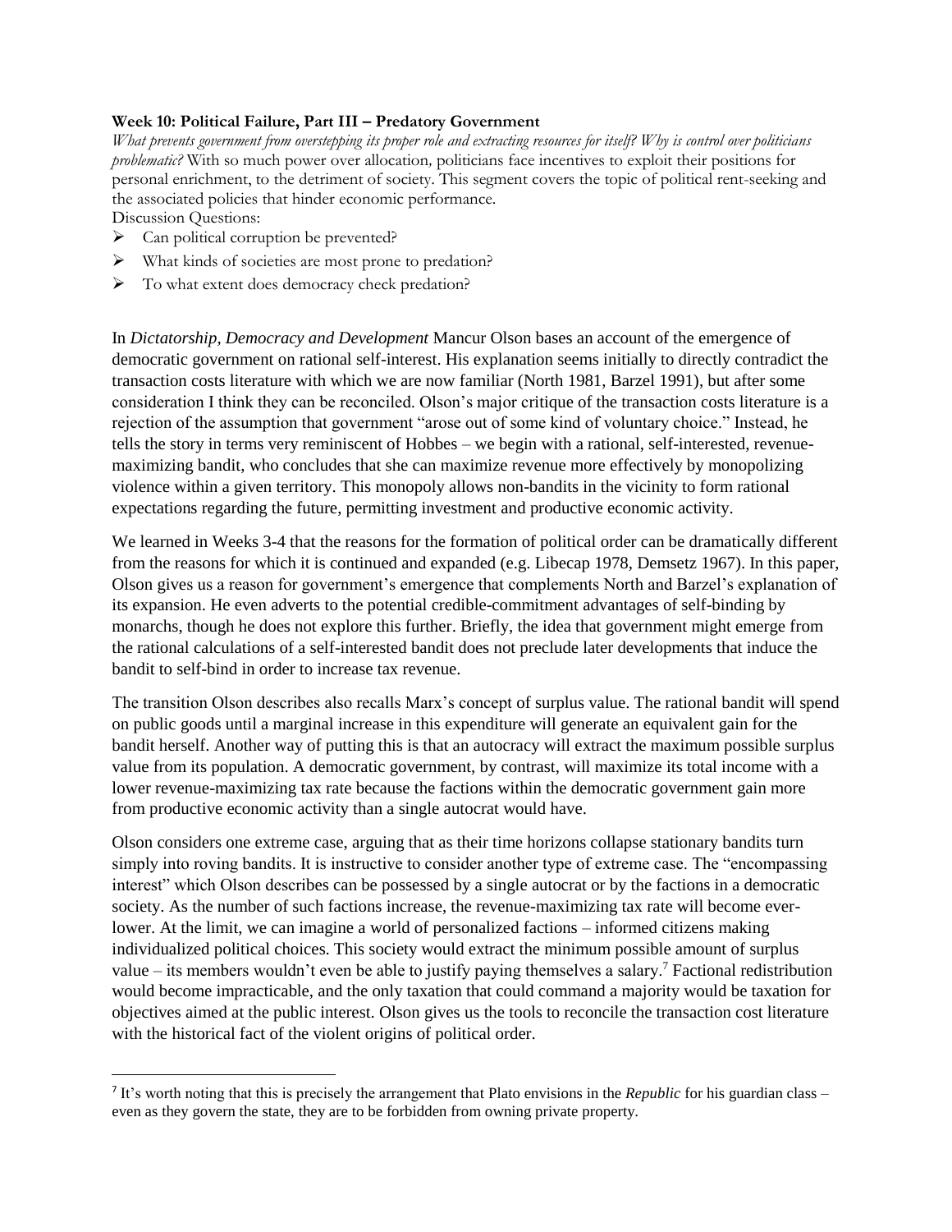**Week 10: Political Failure, Part III – Predatory Government**

*What prevents government from overstepping its proper role and extracting resources for itself? Why is control over politicians problematic?* With so much power over allocation, politicians face incentives to exploit their positions for personal enrichment, to the detriment of society. This segment covers the topic of political rent-seeking and the associated policies that hinder economic performance.

Discussion Questions:

- Can political corruption be prevented?
- What kinds of societies are most prone to predation?
- To what extent does democracy check predation?

In *Dictatorship, Democracy and Development* Mancur Olson bases an account of the emergence of democratic government on rational self-interest. His explanation seems initially to directly contradict the transaction costs literature with which we are now familiar (North 1981, Barzel 1991), but after some consideration I think they can be reconciled. Olson's major critique of the transaction costs literature is a rejection of the assumption that government "arose out of some kind of voluntary choice." Instead, he tells the story in terms very reminiscent of Hobbes – we begin with a rational, self-interested, revenue-maximizing bandit, who concludes that she can maximize revenue more effectively by monopolizing violence within a given territory. This monopoly allows non-bandits in the vicinity to form rational expectations regarding the future, permitting investment and productive economic activity.

We learned in Weeks 3-4 that the reasons for the formation of political order can be dramatically different from the reasons for which it is continued and expanded (e.g. Libecap 1978, Demsetz 1967). In this paper, Olson gives us a reason for government's emergence that complements North and Barzel's explanation of its expansion. He even adverts to the potential credible-commitment advantages of self-binding by monarchs, though he does not explore this further. Briefly, the idea that government might emerge from the rational calculations of a self-interested bandit does not preclude later developments that induce the bandit to self-bind in order to increase tax revenue.

The transition Olson describes also recalls Marx's concept of surplus value. The rational bandit will spend on public goods until a marginal increase in this expenditure will generate an equivalent gain for the bandit herself. Another way of putting this is that an autocracy will extract the maximum possible surplus value from its population. A democratic government, by contrast, will maximize its total income with a lower revenue-maximizing tax rate because the factions within the democratic government gain more from productive economic activity than a single autocrat would have.

Olson considers one extreme case, arguing that as their time horizons collapse stationary bandits turn simply into roving bandits. It is instructive to consider another type of extreme case. The "encompassing interest" which Olson describes can be possessed by a single autocrat or by the factions in a democratic society. As the number of such factions increase, the revenue-maximizing tax rate will become ever-lower. At the limit, we can imagine a world of personalized factions – informed citizens making individualized political choices. This society would extract the minimum possible amount of surplus value – its members wouldn't even be able to justify paying themselves a salary.[7] Factional redistribution would become impracticable, and the only taxation that could command a majority would be taxation for objectives aimed at the public interest. Olson gives us the tools to reconcile the transaction cost literature with the historical fact of the violent origins of political order.

---

[7] It's worth noting that this is precisely the arrangement that Plato envisions in the *Republic* for his guardian class – even as they govern the state, they are to be forbidden from owning private property.